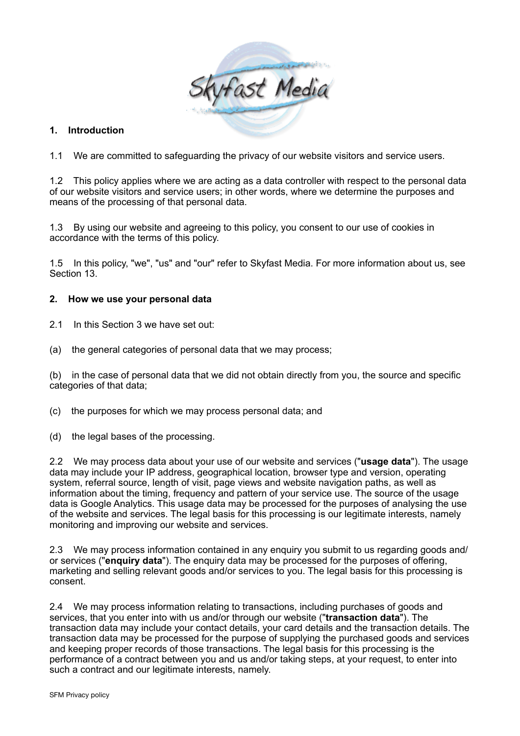## 1. Introduction

1.1 We are committed to safeguarding the privacy of our website visitors and service users.

1.2 This policy applies where we are acting as a data controller with respect to the personal data of our website visitors and service users; in other words, where we determine the purposes and means of the processing of that personal data.

1.3 By using our website and agreeing to this policy, you consent to our use of cookies in accordance with the terms of this policy.

1.5 In this policy, "we", "us" and "our" refer to Skyfast Media. For more information about us, see Section 13.

## 2. How we use your personal data

2.1 In this Section 3 we have set out:

(a) the general categories of personal data that we may process;

(b) in the case of personal data that we did not obtain directly from you, the source and specific categories of that data;

(c) the purposes for which we may process personal data; and

(d) the legal bases of the processing.

2.2 We may process data about your use of our website and services ("**usage data**"). The usage data may include your IP address, geographical location, browser type and version, operating system, referral source, length of visit, page views and website navigation paths, as well as information about the timing, frequency and pattern of your service use. The source of the usage data is Google Analytics. This usage data may be processed for the purposes of analysing the use of the website and services. The legal basis for this processing is our legitimate interests, namely monitoring and improving our website and services.

2.3 We may process information contained in any enquiry you submit to us regarding goods and/or services ("**enquiry data**"). The enquiry data may be processed for the purposes of offering, marketing and selling relevant goods and/or services to you. The legal basis for this processing is consent.

2.4 We may process information relating to transactions, including purchases of goods and services, that you enter into with us and/or through our website ("**transaction data**"). The transaction data may include your contact details, your card details and the transaction details. The transaction data may be processed for the purpose of supplying the purchased goods and services and keeping proper records of those transactions. The legal basis for this processing is the performance of a contract between you and us and/or taking steps, at your request, to enter into such a contract and our legitimate interests, namely.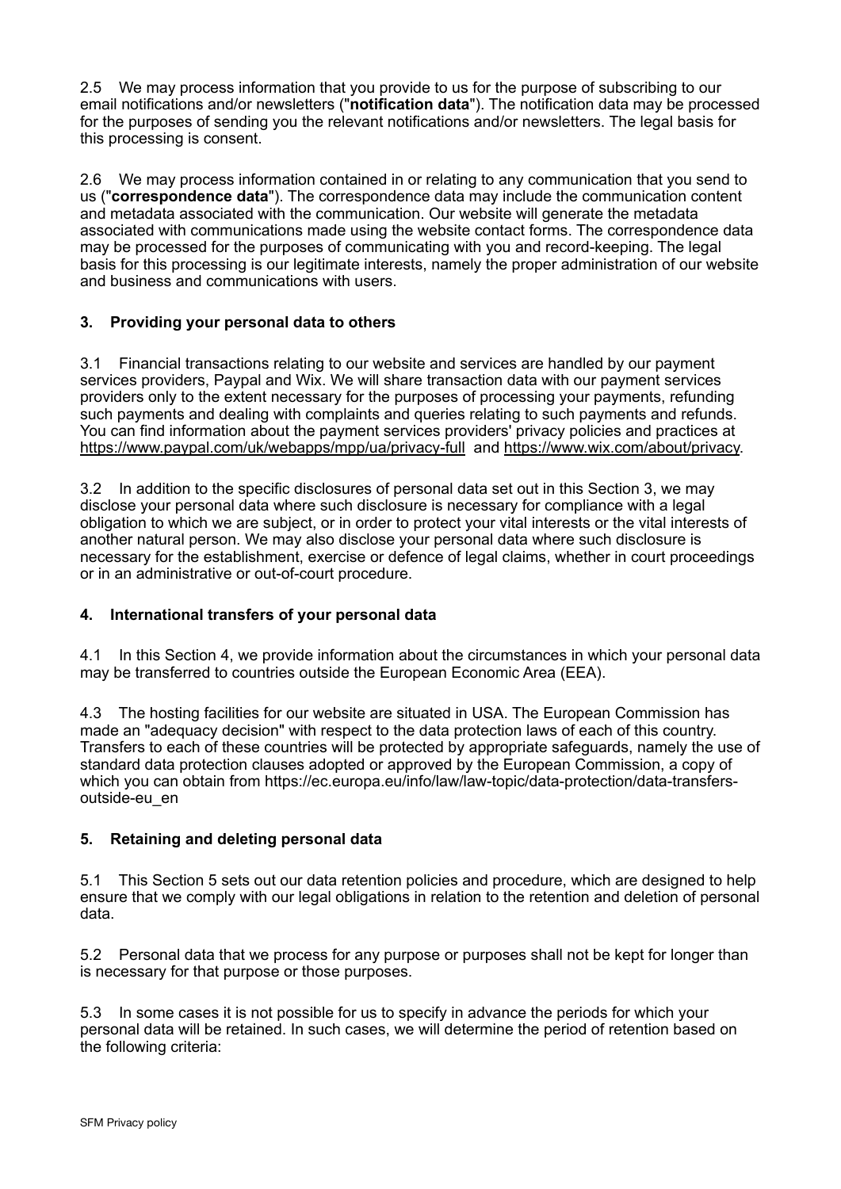2.5 We may process information that you provide to us for the purpose of subscribing to our email notifications and/or newsletters ("**notification data**"). The notification data may be processed for the purposes of sending you the relevant notifications and/or newsletters. The legal basis for this processing is consent.

2.6 We may process information contained in or relating to any communication that you send to us ("**correspondence data**"). The correspondence data may include the communication content and metadata associated with the communication. Our website will generate the metadata associated with communications made using the website contact forms. The correspondence data may be processed for the purposes of communicating with you and record-keeping. The legal basis for this processing is our legitimate interests, namely the proper administration of our website and business and communications with users.

## 3. Providing your personal data to others

3.1 Financial transactions relating to our website and services are handled by our payment services providers, Paypal and Wix. We will share transaction data with our payment services providers only to the extent necessary for the purposes of processing your payments, refunding such payments and dealing with complaints and queries relating to such payments and refunds. You can find information about the payment services providers' privacy policies and practices at https://www.paypal.com/uk/webapps/mpp/ua/privacy-full and https://www.wix.com/about/privacy.

3.2 In addition to the specific disclosures of personal data set out in this Section 3, we may disclose your personal data where such disclosure is necessary for compliance with a legal obligation to which we are subject, or in order to protect your vital interests or the vital interests of another natural person. We may also disclose your personal data where such disclosure is necessary for the establishment, exercise or defence of legal claims, whether in court proceedings or in an administrative or out-of-court procedure.

## 4. International transfers of your personal data

4.1 In this Section 4, we provide information about the circumstances in which your personal data may be transferred to countries outside the European Economic Area (EEA).

4.3 The hosting facilities for our website are situated in USA. The European Commission has made an "adequacy decision" with respect to the data protection laws of each of this country. Transfers to each of these countries will be protected by appropriate safeguards, namely the use of standard data protection clauses adopted or approved by the European Commission, a copy of which you can obtain from https://ec.europa.eu/info/law/law-topic/data-protection/data-transfers-outside-eu_en

## 5. Retaining and deleting personal data

5.1 This Section 5 sets out our data retention policies and procedure, which are designed to help ensure that we comply with our legal obligations in relation to the retention and deletion of personal data.

5.2 Personal data that we process for any purpose or purposes shall not be kept for longer than is necessary for that purpose or those purposes.

5.3 In some cases it is not possible for us to specify in advance the periods for which your personal data will be retained. In such cases, we will determine the period of retention based on the following criteria: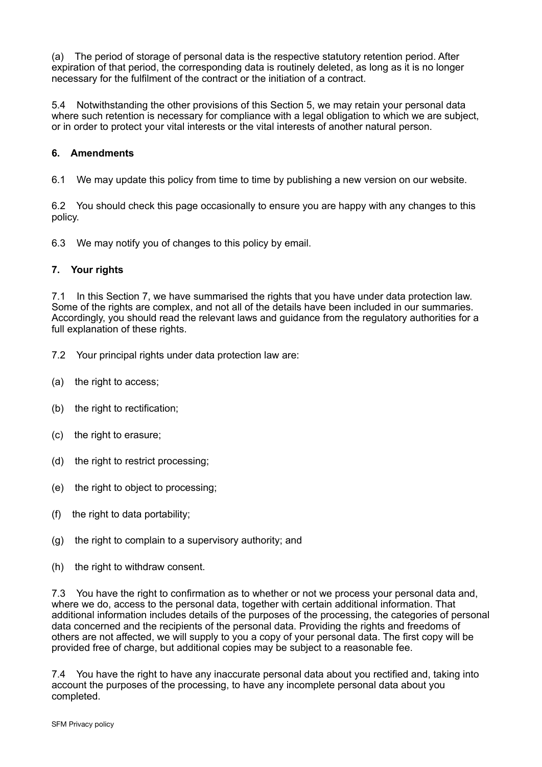(a) The period of storage of personal data is the respective statutory retention period. After expiration of that period, the corresponding data is routinely deleted, as long as it is no longer necessary for the fulfilment of the contract or the initiation of a contract.

5.4 Notwithstanding the other provisions of this Section 5, we may retain your personal data where such retention is necessary for compliance with a legal obligation to which we are subject, or in order to protect your vital interests or the vital interests of another natural person.

**6. Amendments**

6.1 We may update this policy from time to time by publishing a new version on our website.

6.2 You should check this page occasionally to ensure you are happy with any changes to this policy.

6.3 We may notify you of changes to this policy by email.

**7. Your rights**

7.1 In this Section 7, we have summarised the rights that you have under data protection law. Some of the rights are complex, and not all of the details have been included in our summaries. Accordingly, you should read the relevant laws and guidance from the regulatory authorities for a full explanation of these rights.

7.2 Your principal rights under data protection law are:

(a) the right to access;

(b) the right to rectification;

(c) the right to erasure;

(d) the right to restrict processing;

(e) the right to object to processing;

(f) the right to data portability;

(g) the right to complain to a supervisory authority; and

(h) the right to withdraw consent.

7.3 You have the right to confirmation as to whether or not we process your personal data and, where we do, access to the personal data, together with certain additional information. That additional information includes details of the purposes of the processing, the categories of personal data concerned and the recipients of the personal data. Providing the rights and freedoms of others are not affected, we will supply to you a copy of your personal data. The first copy will be provided free of charge, but additional copies may be subject to a reasonable fee.

7.4 You have the right to have any inaccurate personal data about you rectified and, taking into account the purposes of the processing, to have any incomplete personal data about you completed.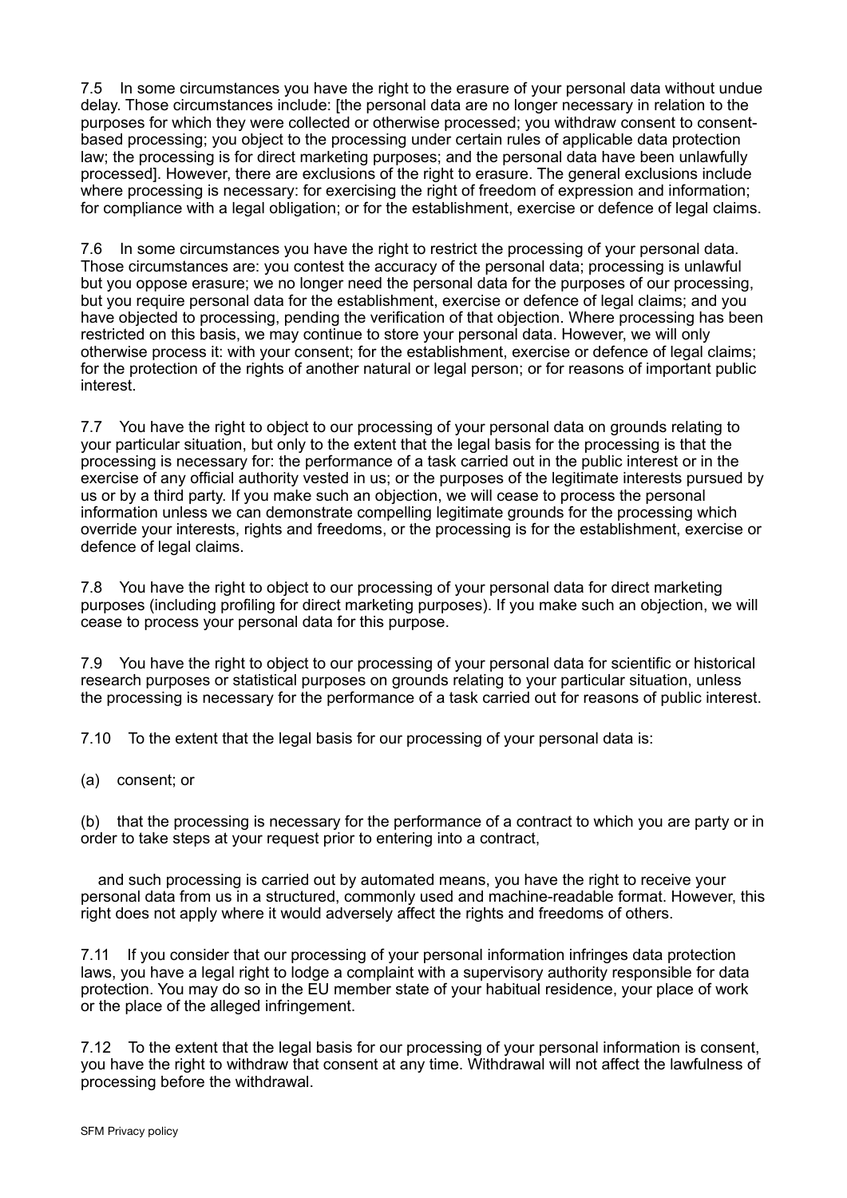7.5 In some circumstances you have the right to the erasure of your personal data without undue delay. Those circumstances include: [the personal data are no longer necessary in relation to the purposes for which they were collected or otherwise processed; you withdraw consent to consent-based processing; you object to the processing under certain rules of applicable data protection law; the processing is for direct marketing purposes; and the personal data have been unlawfully processed]. However, there are exclusions of the right to erasure. The general exclusions include where processing is necessary: for exercising the right of freedom of expression and information; for compliance with a legal obligation; or for the establishment, exercise or defence of legal claims.

7.6 In some circumstances you have the right to restrict the processing of your personal data. Those circumstances are: you contest the accuracy of the personal data; processing is unlawful but you oppose erasure; we no longer need the personal data for the purposes of our processing, but you require personal data for the establishment, exercise or defence of legal claims; and you have objected to processing, pending the verification of that objection. Where processing has been restricted on this basis, we may continue to store your personal data. However, we will only otherwise process it: with your consent; for the establishment, exercise or defence of legal claims; for the protection of the rights of another natural or legal person; or for reasons of important public interest.

7.7 You have the right to object to our processing of your personal data on grounds relating to your particular situation, but only to the extent that the legal basis for the processing is that the processing is necessary for: the performance of a task carried out in the public interest or in the exercise of any official authority vested in us; or the purposes of the legitimate interests pursued by us or by a third party. If you make such an objection, we will cease to process the personal information unless we can demonstrate compelling legitimate grounds for the processing which override your interests, rights and freedoms, or the processing is for the establishment, exercise or defence of legal claims.

7.8 You have the right to object to our processing of your personal data for direct marketing purposes (including profiling for direct marketing purposes). If you make such an objection, we will cease to process your personal data for this purpose.

7.9 You have the right to object to our processing of your personal data for scientific or historical research purposes or statistical purposes on grounds relating to your particular situation, unless the processing is necessary for the performance of a task carried out for reasons of public interest.

7.10 To the extent that the legal basis for our processing of your personal data is:

(a) consent; or

(b) that the processing is necessary for the performance of a contract to which you are party or in order to take steps at your request prior to entering into a contract,

and such processing is carried out by automated means, you have the right to receive your personal data from us in a structured, commonly used and machine-readable format. However, this right does not apply where it would adversely affect the rights and freedoms of others.

7.11 If you consider that our processing of your personal information infringes data protection laws, you have a legal right to lodge a complaint with a supervisory authority responsible for data protection. You may do so in the EU member state of your habitual residence, your place of work or the place of the alleged infringement.

7.12 To the extent that the legal basis for our processing of your personal information is consent, you have the right to withdraw that consent at any time. Withdrawal will not affect the lawfulness of processing before the withdrawal.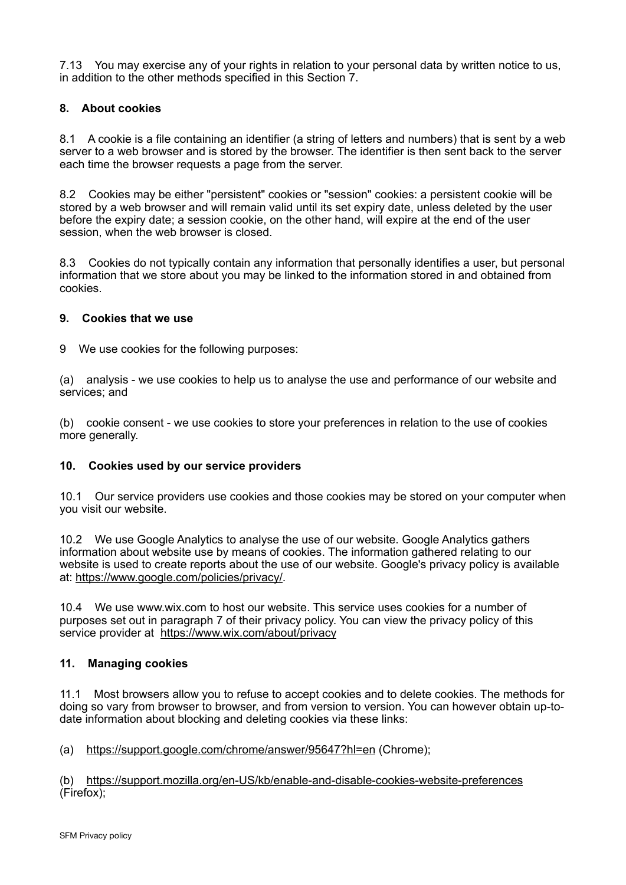7.13 You may exercise any of your rights in relation to your personal data by written notice to us, in addition to the other methods specified in this Section 7.

## 8. About cookies

8.1 A cookie is a file containing an identifier (a string of letters and numbers) that is sent by a web server to a web browser and is stored by the browser. The identifier is then sent back to the server each time the browser requests a page from the server.

8.2 Cookies may be either "persistent" cookies or "session" cookies: a persistent cookie will be stored by a web browser and will remain valid until its set expiry date, unless deleted by the user before the expiry date; a session cookie, on the other hand, will expire at the end of the user session, when the web browser is closed.

8.3 Cookies do not typically contain any information that personally identifies a user, but personal information that we store about you may be linked to the information stored in and obtained from cookies.

## 9. Cookies that we use

9 We use cookies for the following purposes:

(a) analysis - we use cookies to help us to analyse the use and performance of our website and services; and

(b) cookie consent - we use cookies to store your preferences in relation to the use of cookies more generally.

## 10. Cookies used by our service providers

10.1 Our service providers use cookies and those cookies may be stored on your computer when you visit our website.

10.2 We use Google Analytics to analyse the use of our website. Google Analytics gathers information about website use by means of cookies. The information gathered relating to our website is used to create reports about the use of our website. Google's privacy policy is available at: https://www.google.com/policies/privacy/.

10.4 We use www.wix.com to host our website. This service uses cookies for a number of purposes set out in paragraph 7 of their privacy policy. You can view the privacy policy of this service provider at https://www.wix.com/about/privacy

## 11. Managing cookies

11.1 Most browsers allow you to refuse to accept cookies and to delete cookies. The methods for doing so vary from browser to browser, and from version to version. You can however obtain up-to-date information about blocking and deleting cookies via these links:

(a) https://support.google.com/chrome/answer/95647?hl=en (Chrome);

(b) https://support.mozilla.org/en-US/kb/enable-and-disable-cookies-website-preferences (Firefox);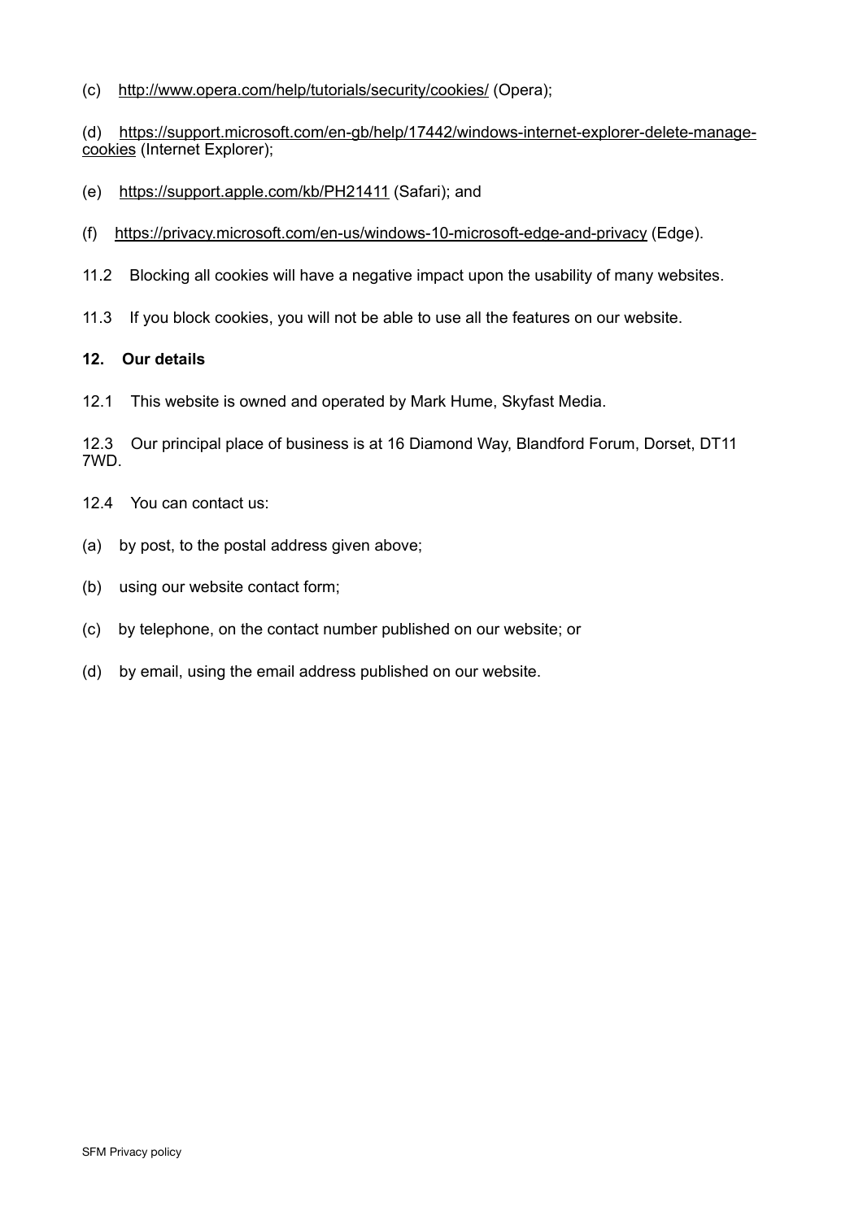(c) http://www.opera.com/help/tutorials/security/cookies/ (Opera);

(d) https://support.microsoft.com/en-gb/help/17442/windows-internet-explorer-delete-manage-cookies (Internet Explorer);

(e) https://support.apple.com/kb/PH21411 (Safari); and

(f) https://privacy.microsoft.com/en-us/windows-10-microsoft-edge-and-privacy (Edge).

11.2 Blocking all cookies will have a negative impact upon the usability of many websites.

11.3 If you block cookies, you will not be able to use all the features on our website.

**12. Our details**

12.1 This website is owned and operated by Mark Hume, Skyfast Media.

12.3 Our principal place of business is at 16 Diamond Way, Blandford Forum, Dorset, DT11 7WD.

12.4 You can contact us:

(a) by post, to the postal address given above;

(b) using our website contact form;

(c) by telephone, on the contact number published on our website; or

(d) by email, using the email address published on our website.